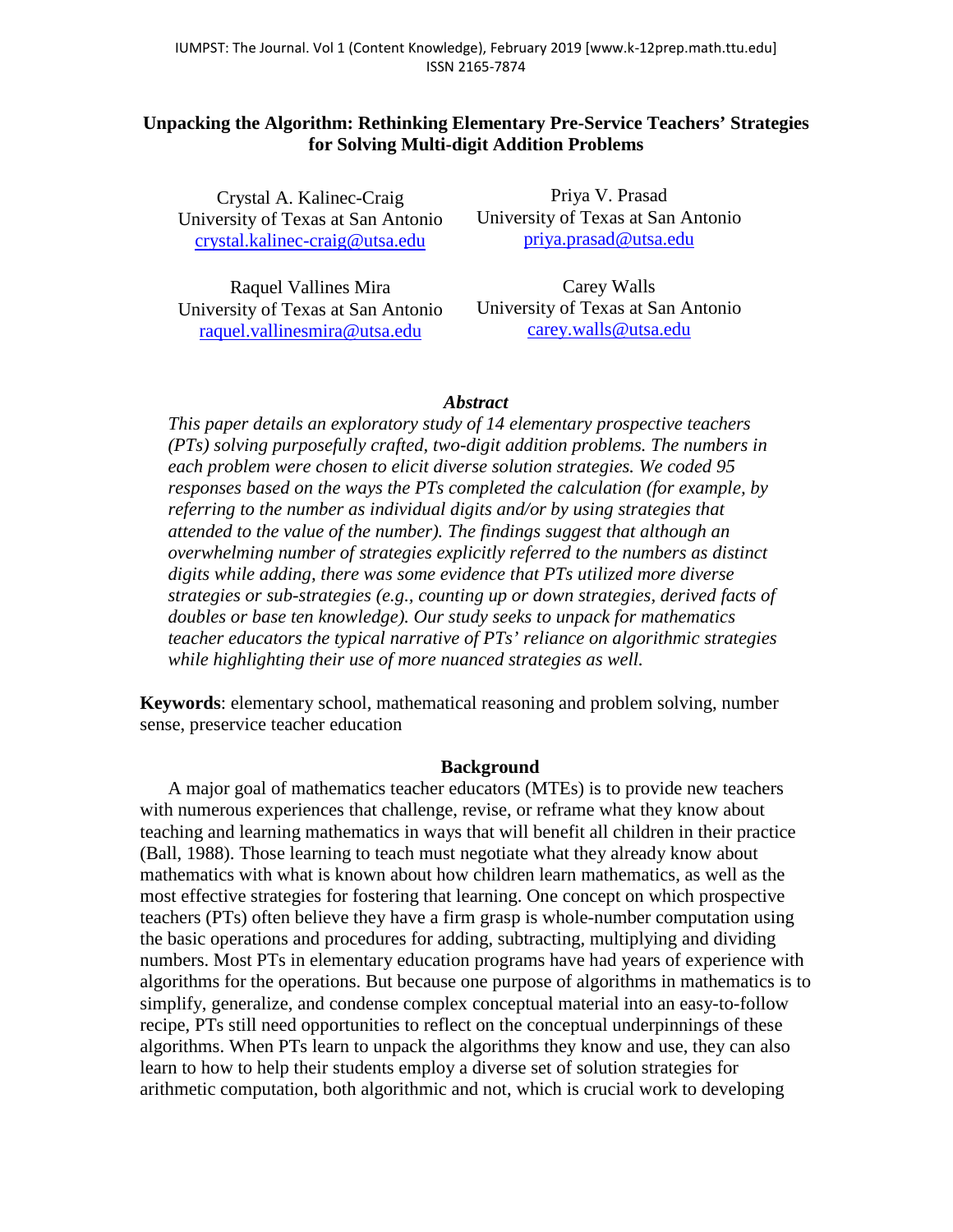# Unpacking the Algorithm: Rethinking Elementary Pre-Service Teachers' Strategies for Solving Multi-digit Addition Problems

Crystal A. Kalinec-Craig
University of Texas at San Antonio
crystal.kalinec-craig@utsa.edu

Priya V. Prasad
University of Texas at San Antonio
priya.prasad@utsa.edu

Raquel Vallines Mira
University of Texas at San Antonio
raquel.vallinesmira@utsa.edu

Carey Walls
University of Texas at San Antonio
carey.walls@utsa.edu

### *Abstract*

*This paper details an exploratory study of 14 elementary prospective teachers (PTs) solving purposefully crafted, two-digit addition problems. The numbers in each problem were chosen to elicit diverse solution strategies. We coded 95 responses based on the ways the PTs completed the calculation (for example, by referring to the number as individual digits and/or by using strategies that attended to the value of the number). The findings suggest that although an overwhelming number of strategies explicitly referred to the numbers as distinct digits while adding, there was some evidence that PTs utilized more diverse strategies or sub-strategies (e.g., counting up or down strategies, derived facts of doubles or base ten knowledge). Our study seeks to unpack for mathematics teacher educators the typical narrative of PTs' reliance on algorithmic strategies while highlighting their use of more nuanced strategies as well.*

**Keywords**: elementary school, mathematical reasoning and problem solving, number sense, preservice teacher education

## Background

A major goal of mathematics teacher educators (MTEs) is to provide new teachers with numerous experiences that challenge, revise, or reframe what they know about teaching and learning mathematics in ways that will benefit all children in their practice (Ball, 1988). Those learning to teach must negotiate what they already know about mathematics with what is known about how children learn mathematics, as well as the most effective strategies for fostering that learning. One concept on which prospective teachers (PTs) often believe they have a firm grasp is whole-number computation using the basic operations and procedures for adding, subtracting, multiplying and dividing numbers. Most PTs in elementary education programs have had years of experience with algorithms for the operations. But because one purpose of algorithms in mathematics is to simplify, generalize, and condense complex conceptual material into an easy-to-follow recipe, PTs still need opportunities to reflect on the conceptual underpinnings of these algorithms. When PTs learn to unpack the algorithms they know and use, they can also learn to how to help their students employ a diverse set of solution strategies for arithmetic computation, both algorithmic and not, which is crucial work to developing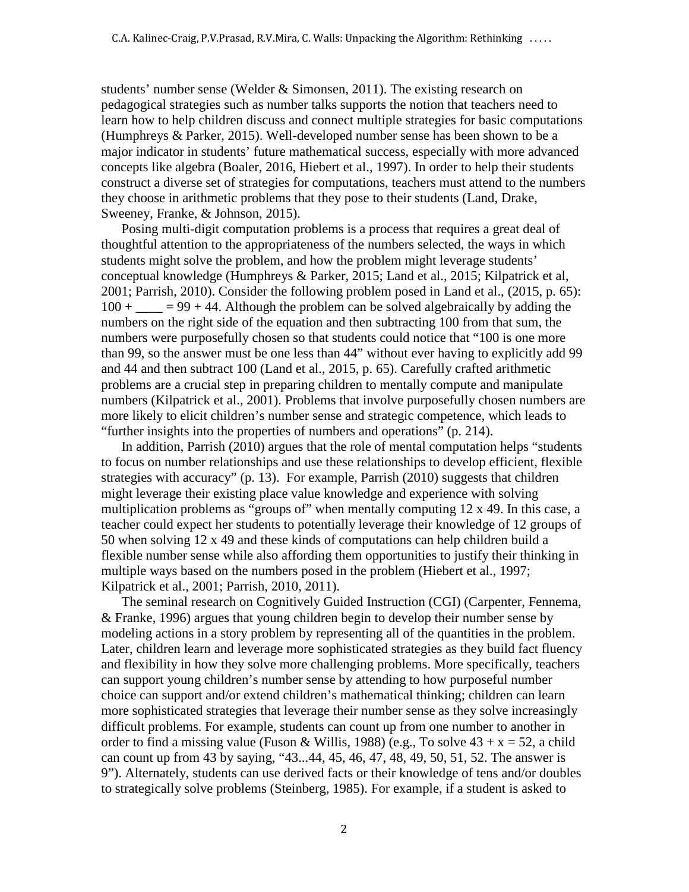students' number sense (Welder & Simonsen, 2011). The existing research on pedagogical strategies such as number talks supports the notion that teachers need to learn how to help children discuss and connect multiple strategies for basic computations (Humphreys & Parker, 2015). Well-developed number sense has been shown to be a major indicator in students' future mathematical success, especially with more advanced concepts like algebra (Boaler, 2016, Hiebert et al., 1997). In order to help their students construct a diverse set of strategies for computations, teachers must attend to the numbers they choose in arithmetic problems that they pose to their students (Land, Drake, Sweeney, Franke, & Johnson, 2015).

Posing multi-digit computation problems is a process that requires a great deal of thoughtful attention to the appropriateness of the numbers selected, the ways in which students might solve the problem, and how the problem might leverage students' conceptual knowledge (Humphreys & Parker, 2015; Land et al., 2015; Kilpatrick et al, 2001; Parrish, 2010). Consider the following problem posed in Land et al., (2015, p. 65): $100 + \_\_\_\_ = 99 + 44$. Although the problem can be solved algebraically by adding the numbers on the right side of the equation and then subtracting 100 from that sum, the numbers were purposefully chosen so that students could notice that "100 is one more than 99, so the answer must be one less than 44" without ever having to explicitly add 99 and 44 and then subtract 100 (Land et al., 2015, p. 65). Carefully crafted arithmetic problems are a crucial step in preparing children to mentally compute and manipulate numbers (Kilpatrick et al., 2001). Problems that involve purposefully chosen numbers are more likely to elicit children's number sense and strategic competence, which leads to "further insights into the properties of numbers and operations" (p. 214).

In addition, Parrish (2010) argues that the role of mental computation helps "students to focus on number relationships and use these relationships to develop efficient, flexible strategies with accuracy" (p. 13). For example, Parrish (2010) suggests that children might leverage their existing place value knowledge and experience with solving multiplication problems as "groups of" when mentally computing 12 x 49. In this case, a teacher could expect her students to potentially leverage their knowledge of 12 groups of 50 when solving 12 x 49 and these kinds of computations can help children build a flexible number sense while also affording them opportunities to justify their thinking in multiple ways based on the numbers posed in the problem (Hiebert et al., 1997; Kilpatrick et al., 2001; Parrish, 2010, 2011).

The seminal research on Cognitively Guided Instruction (CGI) (Carpenter, Fennema, & Franke, 1996) argues that young children begin to develop their number sense by modeling actions in a story problem by representing all of the quantities in the problem. Later, children learn and leverage more sophisticated strategies as they build fact fluency and flexibility in how they solve more challenging problems. More specifically, teachers can support young children's number sense by attending to how purposeful number choice can support and/or extend children's mathematical thinking; children can learn more sophisticated strategies that leverage their number sense as they solve increasingly difficult problems. For example, students can count up from one number to another in order to find a missing value (Fuson & Willis, 1988) (e.g., To solve $43 + x = 52$, a child can count up from 43 by saying, "43...44, 45, 46, 47, 48, 49, 50, 51, 52. The answer is 9"). Alternately, students can use derived facts or their knowledge of tens and/or doubles to strategically solve problems (Steinberg, 1985). For example, if a student is asked to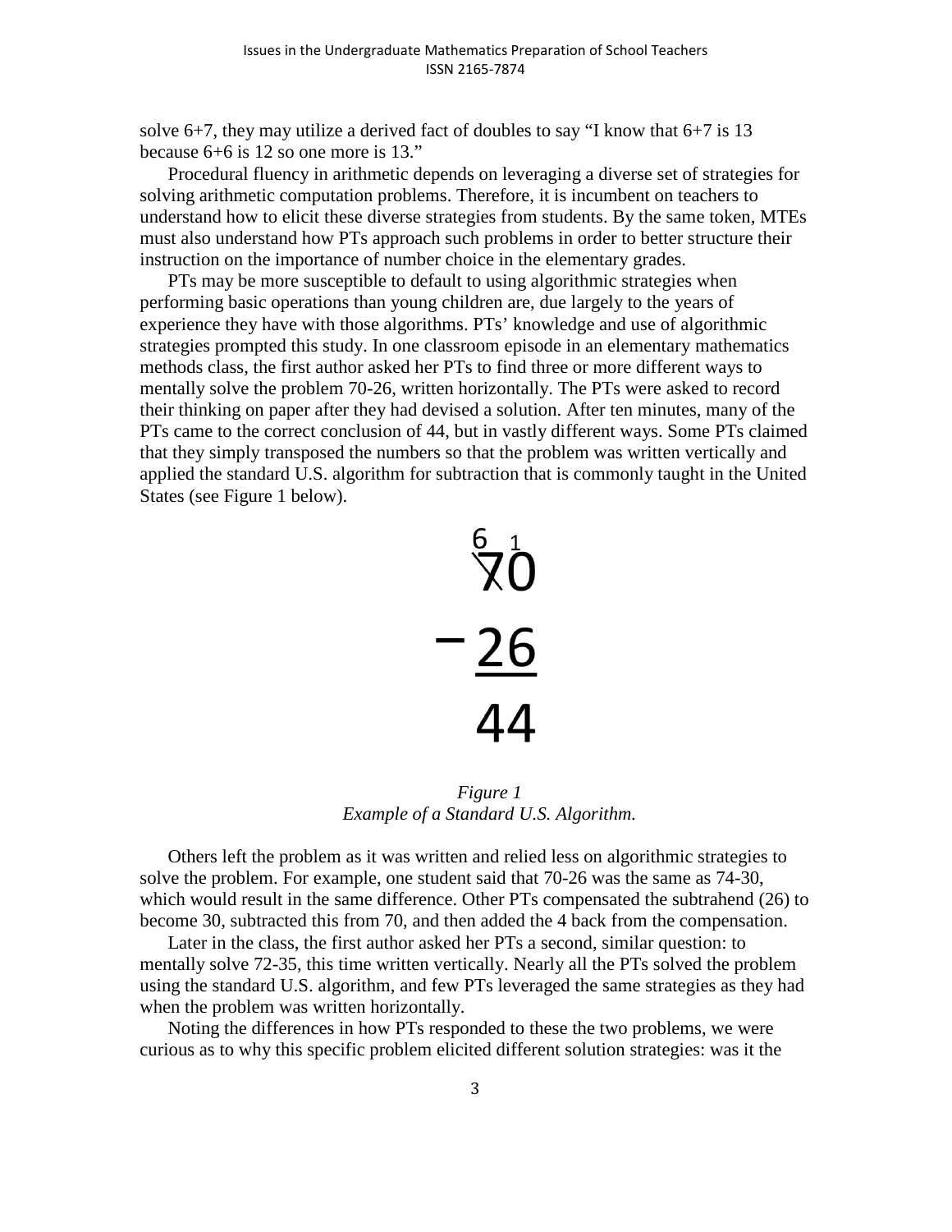solve 6+7, they may utilize a derived fact of doubles to say "I know that 6+7 is 13 because 6+6 is 12 so one more is 13."

Procedural fluency in arithmetic depends on leveraging a diverse set of strategies for solving arithmetic computation problems. Therefore, it is incumbent on teachers to understand how to elicit these diverse strategies from students. By the same token, MTEs must also understand how PTs approach such problems in order to better structure their instruction on the importance of number choice in the elementary grades.

PTs may be more susceptible to default to using algorithmic strategies when performing basic operations than young children are, due largely to the years of experience they have with those algorithms. PTs' knowledge and use of algorithmic strategies prompted this study. In one classroom episode in an elementary mathematics methods class, the first author asked her PTs to find three or more different ways to mentally solve the problem 70-26, written horizontally. The PTs were asked to record their thinking on paper after they had devised a solution. After ten minutes, many of the PTs came to the correct conclusion of 44, but in vastly different ways. Some PTs claimed that they simply transposed the numbers so that the problem was written vertically and applied the standard U.S. algorithm for subtraction that is commonly taught in the United States (see Figure 1 below).

```
 6 1
 7 0   (7 crossed out)
-2 6
----
 4 4
```

*Figure 1*
*Example of a Standard U.S. Algorithm.*

Others left the problem as it was written and relied less on algorithmic strategies to solve the problem. For example, one student said that 70-26 was the same as 74-30, which would result in the same difference. Other PTs compensated the subtrahend (26) to become 30, subtracted this from 70, and then added the 4 back from the compensation.

Later in the class, the first author asked her PTs a second, similar question: to mentally solve 72-35, this time written vertically. Nearly all the PTs solved the problem using the standard U.S. algorithm, and few PTs leveraged the same strategies as they had when the problem was written horizontally.

Noting the differences in how PTs responded to these the two problems, we were curious as to why this specific problem elicited different solution strategies: was it the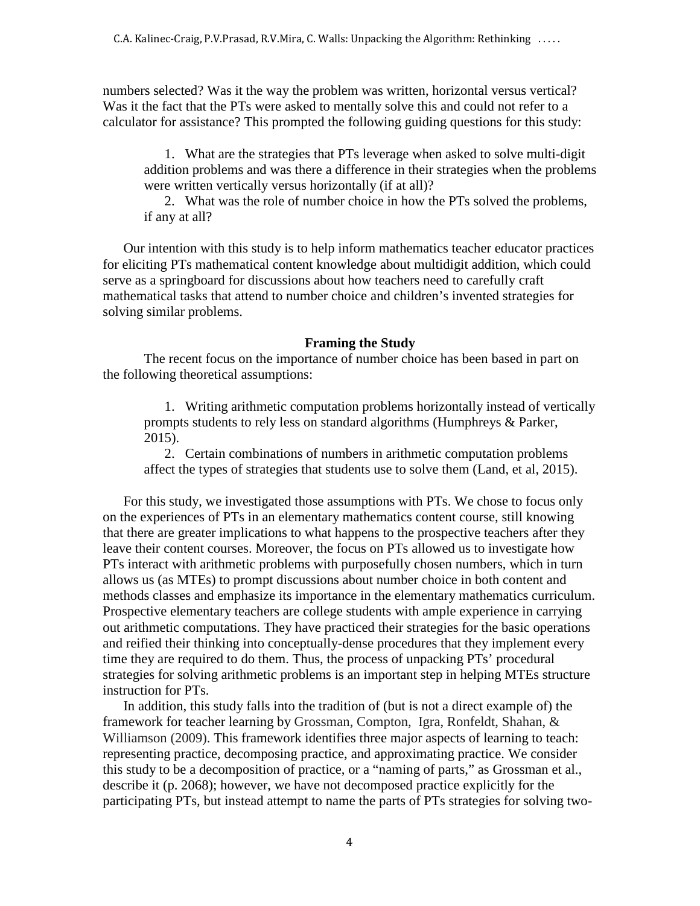numbers selected? Was it the way the problem was written, horizontal versus vertical? Was it the fact that the PTs were asked to mentally solve this and could not refer to a calculator for assistance? This prompted the following guiding questions for this study:

1. What are the strategies that PTs leverage when asked to solve multi-digit addition problems and was there a difference in their strategies when the problems were written vertically versus horizontally (if at all)?
2. What was the role of number choice in how the PTs solved the problems, if any at all?

Our intention with this study is to help inform mathematics teacher educator practices for eliciting PTs mathematical content knowledge about multidigit addition, which could serve as a springboard for discussions about how teachers need to carefully craft mathematical tasks that attend to number choice and children's invented strategies for solving similar problems.

## Framing the Study

The recent focus on the importance of number choice has been based in part on the following theoretical assumptions:

1. Writing arithmetic computation problems horizontally instead of vertically prompts students to rely less on standard algorithms (Humphreys & Parker, 2015).
2. Certain combinations of numbers in arithmetic computation problems affect the types of strategies that students use to solve them (Land, et al, 2015).

For this study, we investigated those assumptions with PTs. We chose to focus only on the experiences of PTs in an elementary mathematics content course, still knowing that there are greater implications to what happens to the prospective teachers after they leave their content courses. Moreover, the focus on PTs allowed us to investigate how PTs interact with arithmetic problems with purposefully chosen numbers, which in turn allows us (as MTEs) to prompt discussions about number choice in both content and methods classes and emphasize its importance in the elementary mathematics curriculum. Prospective elementary teachers are college students with ample experience in carrying out arithmetic computations. They have practiced their strategies for the basic operations and reified their thinking into conceptually-dense procedures that they implement every time they are required to do them. Thus, the process of unpacking PTs' procedural strategies for solving arithmetic problems is an important step in helping MTEs structure instruction for PTs.

In addition, this study falls into the tradition of (but is not a direct example of) the framework for teacher learning by Grossman, Compton, Igra, Ronfeldt, Shahan, & Williamson (2009). This framework identifies three major aspects of learning to teach: representing practice, decomposing practice, and approximating practice. We consider this study to be a decomposition of practice, or a "naming of parts," as Grossman et al., describe it (p. 2068); however, we have not decomposed practice explicitly for the participating PTs, but instead attempt to name the parts of PTs strategies for solving two-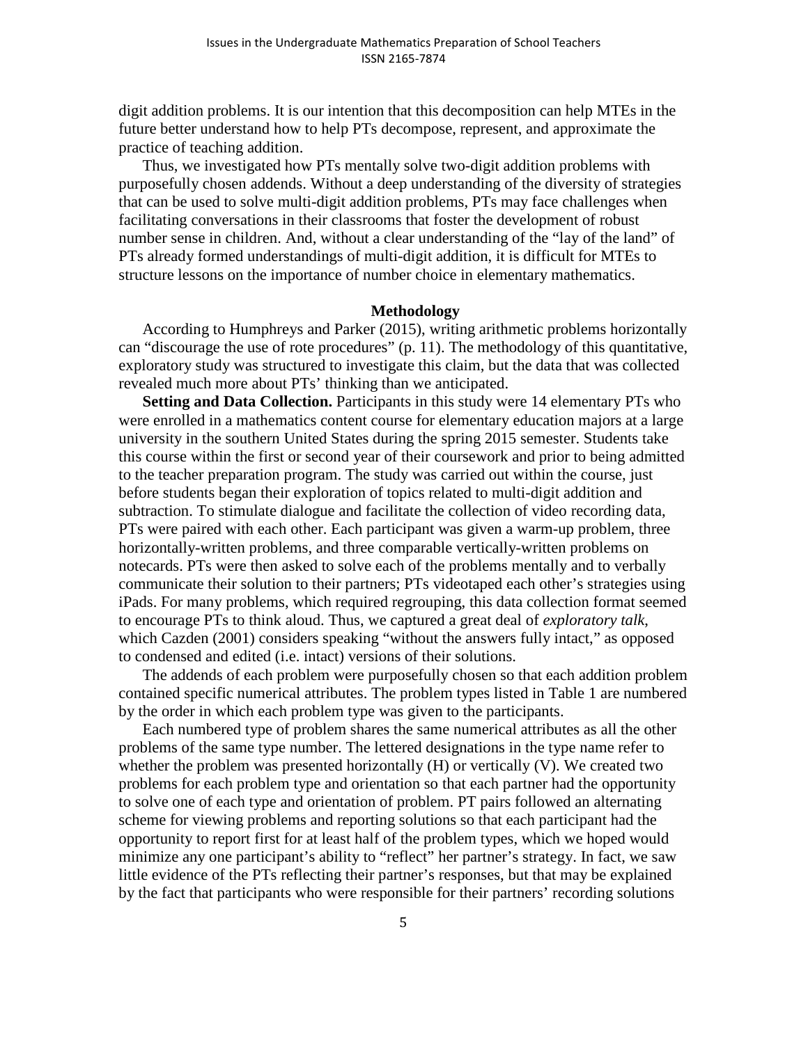digit addition problems. It is our intention that this decomposition can help MTEs in the future better understand how to help PTs decompose, represent, and approximate the practice of teaching addition.

Thus, we investigated how PTs mentally solve two-digit addition problems with purposefully chosen addends. Without a deep understanding of the diversity of strategies that can be used to solve multi-digit addition problems, PTs may face challenges when facilitating conversations in their classrooms that foster the development of robust number sense in children. And, without a clear understanding of the "lay of the land" of PTs already formed understandings of multi-digit addition, it is difficult for MTEs to structure lessons on the importance of number choice in elementary mathematics.

## Methodology

According to Humphreys and Parker (2015), writing arithmetic problems horizontally can "discourage the use of rote procedures" (p. 11). The methodology of this quantitative, exploratory study was structured to investigate this claim, but the data that was collected revealed much more about PTs' thinking than we anticipated.

**Setting and Data Collection.** Participants in this study were 14 elementary PTs who were enrolled in a mathematics content course for elementary education majors at a large university in the southern United States during the spring 2015 semester. Students take this course within the first or second year of their coursework and prior to being admitted to the teacher preparation program. The study was carried out within the course, just before students began their exploration of topics related to multi-digit addition and subtraction. To stimulate dialogue and facilitate the collection of video recording data, PTs were paired with each other. Each participant was given a warm-up problem, three horizontally-written problems, and three comparable vertically-written problems on notecards. PTs were then asked to solve each of the problems mentally and to verbally communicate their solution to their partners; PTs videotaped each other's strategies using iPads. For many problems, which required regrouping, this data collection format seemed to encourage PTs to think aloud. Thus, we captured a great deal of *exploratory talk*, which Cazden (2001) considers speaking "without the answers fully intact," as opposed to condensed and edited (i.e. intact) versions of their solutions.

The addends of each problem were purposefully chosen so that each addition problem contained specific numerical attributes. The problem types listed in Table 1 are numbered by the order in which each problem type was given to the participants.

Each numbered type of problem shares the same numerical attributes as all the other problems of the same type number. The lettered designations in the type name refer to whether the problem was presented horizontally (H) or vertically (V). We created two problems for each problem type and orientation so that each partner had the opportunity to solve one of each type and orientation of problem. PT pairs followed an alternating scheme for viewing problems and reporting solutions so that each participant had the opportunity to report first for at least half of the problem types, which we hoped would minimize any one participant's ability to "reflect" her partner's strategy. In fact, we saw little evidence of the PTs reflecting their partner's responses, but that may be explained by the fact that participants who were responsible for their partners' recording solutions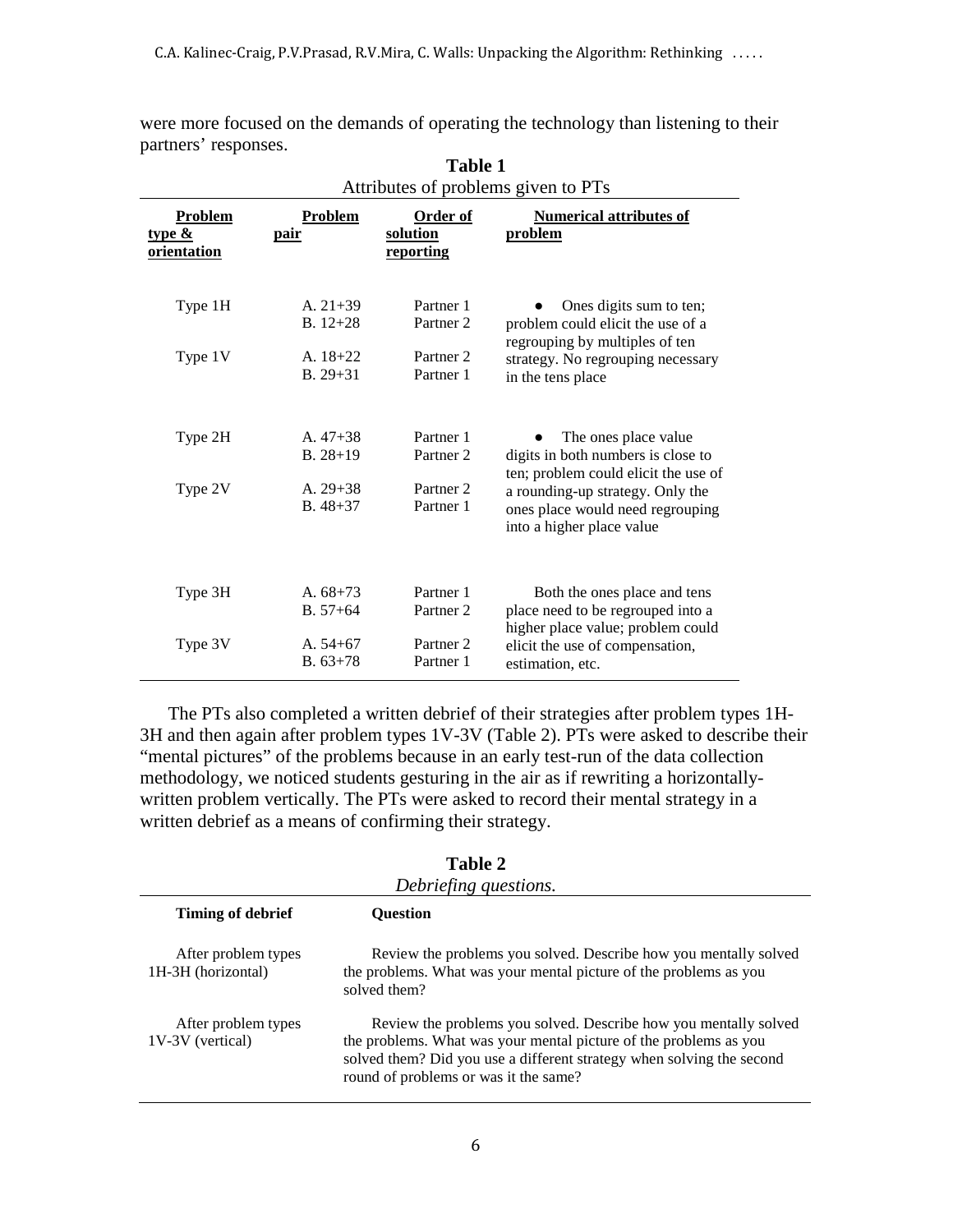were more focused on the demands of operating the technology than listening to their partners' responses.

**Table 1**

Attributes of problems given to PTs

| Problem type & orientation | Problem pair | Order of solution reporting | Numerical attributes of problem |
|---|---|---|---|
| Type 1H | A. 21+39<br>B. 12+28 | Partner 1<br>Partner 2 | • Ones digits sum to ten; problem could elicit the use of a regrouping by multiples of ten strategy. No regrouping necessary in the tens place |
| Type 1V | A. 18+22<br>B. 29+31 | Partner 2<br>Partner 1 | |
| Type 2H | A. 47+38<br>B. 28+19 | Partner 1<br>Partner 2 | • The ones place value digits in both numbers is close to ten; problem could elicit the use of a rounding-up strategy. Only the ones place would need regrouping into a higher place value |
| Type 2V | A. 29+38<br>B. 48+37 | Partner 2<br>Partner 1 | |
| Type 3H | A. 68+73<br>B. 57+64 | Partner 1<br>Partner 2 | Both the ones place and tens place need to be regrouped into a higher place value; problem could elicit the use of compensation, estimation, etc. |
| Type 3V | A. 54+67<br>B. 63+78 | Partner 2<br>Partner 1 | |

The PTs also completed a written debrief of their strategies after problem types 1H-3H and then again after problem types 1V-3V (Table 2). PTs were asked to describe their "mental pictures" of the problems because in an early test-run of the data collection methodology, we noticed students gesturing in the air as if rewriting a horizontally-written problem vertically. The PTs were asked to record their mental strategy in a written debrief as a means of confirming their strategy.

**Table 2**

*Debriefing questions.*

| Timing of debrief | Question |
|---|---|
| After problem types 1H-3H (horizontal) | Review the problems you solved. Describe how you mentally solved the problems. What was your mental picture of the problems as you solved them? |
| After problem types 1V-3V (vertical) | Review the problems you solved. Describe how you mentally solved the problems. What was your mental picture of the problems as you solved them? Did you use a different strategy when solving the second round of problems or was it the same? |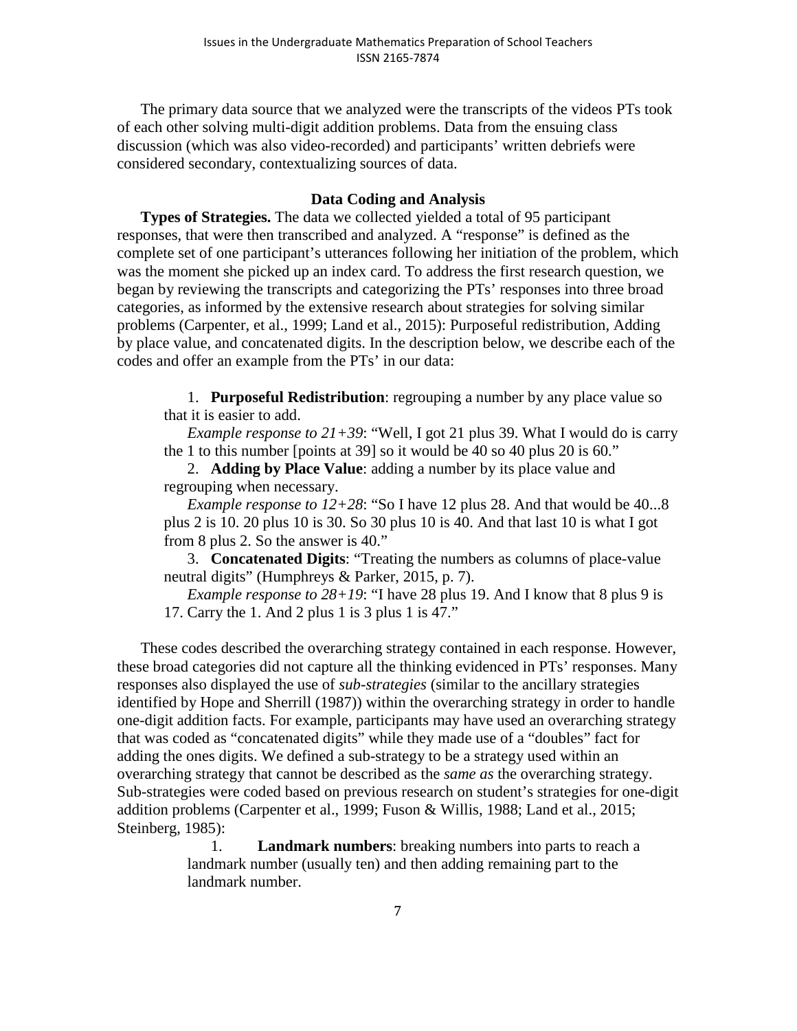The primary data source that we analyzed were the transcripts of the videos PTs took of each other solving multi-digit addition problems. Data from the ensuing class discussion (which was also video-recorded) and participants' written debriefs were considered secondary, contextualizing sources of data.

### Data Coding and Analysis

**Types of Strategies.** The data we collected yielded a total of 95 participant responses, that were then transcribed and analyzed. A "response" is defined as the complete set of one participant's utterances following her initiation of the problem, which was the moment she picked up an index card. To address the first research question, we began by reviewing the transcripts and categorizing the PTs' responses into three broad categories, as informed by the extensive research about strategies for solving similar problems (Carpenter, et al., 1999; Land et al., 2015): Purposeful redistribution, Adding by place value, and concatenated digits. In the description below, we describe each of the codes and offer an example from the PTs' in our data:

1. **Purposeful Redistribution**: regrouping a number by any place value so that it is easier to add.

   *Example response to 21+39*: "Well, I got 21 plus 39. What I would do is carry the 1 to this number [points at 39] so it would be 40 so 40 plus 20 is 60."

2. **Adding by Place Value**: adding a number by its place value and regrouping when necessary.

   *Example response to 12+28*: "So I have 12 plus 28. And that would be 40...8 plus 2 is 10. 20 plus 10 is 30. So 30 plus 10 is 40. And that last 10 is what I got from 8 plus 2. So the answer is 40."

3. **Concatenated Digits**: "Treating the numbers as columns of place-value neutral digits" (Humphreys & Parker, 2015, p. 7).

   *Example response to 28+19*: "I have 28 plus 19. And I know that 8 plus 9 is 17. Carry the 1. And 2 plus 1 is 3 plus 1 is 47."

These codes described the overarching strategy contained in each response. However, these broad categories did not capture all the thinking evidenced in PTs' responses. Many responses also displayed the use of *sub-strategies* (similar to the ancillary strategies identified by Hope and Sherrill (1987)) within the overarching strategy in order to handle one-digit addition facts. For example, participants may have used an overarching strategy that was coded as "concatenated digits" while they made use of a "doubles" fact for adding the ones digits. We defined a sub-strategy to be a strategy used within an overarching strategy that cannot be described as the *same as* the overarching strategy. Sub-strategies were coded based on previous research on student's strategies for one-digit addition problems (Carpenter et al., 1999; Fuson & Willis, 1988; Land et al., 2015; Steinberg, 1985):

1. **Landmark numbers**: breaking numbers into parts to reach a landmark number (usually ten) and then adding remaining part to the landmark number.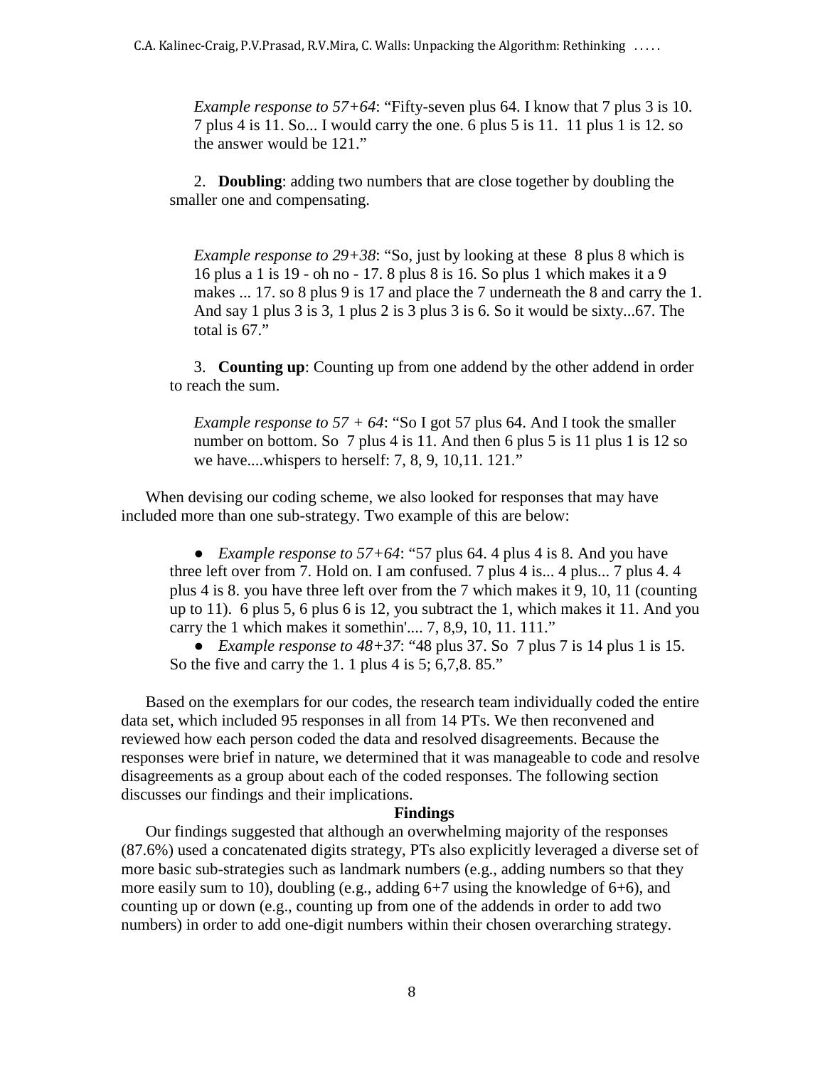*Example response to 57+64*: "Fifty-seven plus 64. I know that 7 plus 3 is 10. 7 plus 4 is 11. So... I would carry the one. 6 plus 5 is 11. 11 plus 1 is 12. so the answer would be 121."

2. **Doubling**: adding two numbers that are close together by doubling the smaller one and compensating.

*Example response to 29+38*: "So, just by looking at these 8 plus 8 which is 16 plus a 1 is 19 - oh no - 17. 8 plus 8 is 16. So plus 1 which makes it a 9 makes ... 17. so 8 plus 9 is 17 and place the 7 underneath the 8 and carry the 1. And say 1 plus 3 is 3, 1 plus 2 is 3 plus 3 is 6. So it would be sixty...67. The total is 67."

3. **Counting up**: Counting up from one addend by the other addend in order to reach the sum.

*Example response to 57 + 64*: "So I got 57 plus 64. And I took the smaller number on bottom. So 7 plus 4 is 11. And then 6 plus 5 is 11 plus 1 is 12 so we have....whispers to herself: 7, 8, 9, 10,11. 121."

When devising our coding scheme, we also looked for responses that may have included more than one sub-strategy. Two example of this are below:

- *Example response to 57+64*: "57 plus 64. 4 plus 4 is 8. And you have three left over from 7. Hold on. I am confused. 7 plus 4 is... 4 plus... 7 plus 4. 4 plus 4 is 8. you have three left over from the 7 which makes it 9, 10, 11 (counting up to 11). 6 plus 5, 6 plus 6 is 12, you subtract the 1, which makes it 11. And you carry the 1 which makes it somethin'.... 7, 8,9, 10, 11. 111."
- *Example response to 48+37*: "48 plus 37. So 7 plus 7 is 14 plus 1 is 15. So the five and carry the 1. 1 plus 4 is 5; 6,7,8. 85."

Based on the exemplars for our codes, the research team individually coded the entire data set, which included 95 responses in all from 14 PTs. We then reconvened and reviewed how each person coded the data and resolved disagreements. Because the responses were brief in nature, we determined that it was manageable to code and resolve disagreements as a group about each of the coded responses. The following section discusses our findings and their implications.

## Findings

Our findings suggested that although an overwhelming majority of the responses (87.6%) used a concatenated digits strategy, PTs also explicitly leveraged a diverse set of more basic sub-strategies such as landmark numbers (e.g., adding numbers so that they more easily sum to 10), doubling (e.g., adding 6+7 using the knowledge of 6+6), and counting up or down (e.g., counting up from one of the addends in order to add two numbers) in order to add one-digit numbers within their chosen overarching strategy.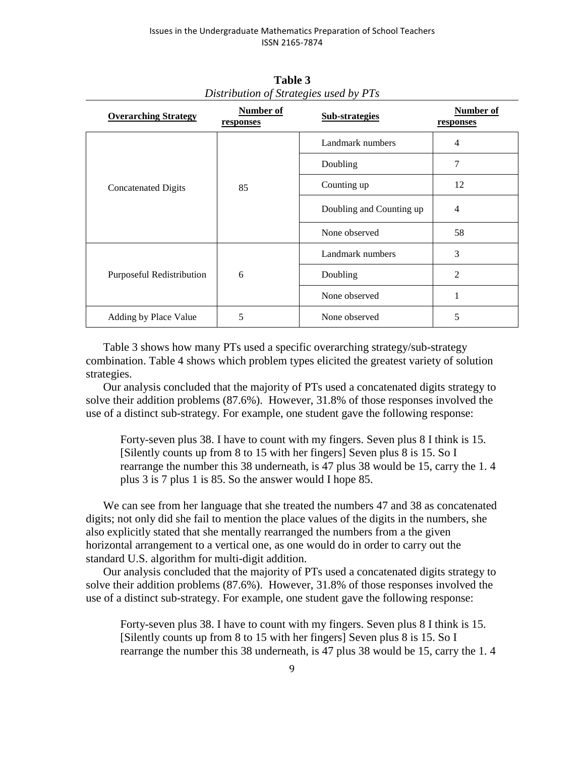**Table 3**

*Distribution of Strategies used by PTs*

| **Overarching Strategy** | **Number of responses** | **Sub-strategies** | **Number of responses** |
|---|---|---|---|
| Concatenated Digits | 85 | Landmark numbers | 4 |
| | | Doubling | 7 |
| | | Counting up | 12 |
| | | Doubling and Counting up | 4 |
| | | None observed | 58 |
| Purposeful Redistribution | 6 | Landmark numbers | 3 |
| | | Doubling | 2 |
| | | None observed | 1 |
| Adding by Place Value | 5 | None observed | 5 |

Table 3 shows how many PTs used a specific overarching strategy/sub-strategy combination. Table 4 shows which problem types elicited the greatest variety of solution strategies.

Our analysis concluded that the majority of PTs used a concatenated digits strategy to solve their addition problems (87.6%). However, 31.8% of those responses involved the use of a distinct sub-strategy. For example, one student gave the following response:

> Forty-seven plus 38. I have to count with my fingers. Seven plus 8 I think is 15. [Silently counts up from 8 to 15 with her fingers] Seven plus 8 is 15. So I rearrange the number this 38 underneath, is 47 plus 38 would be 15, carry the 1. 4 plus 3 is 7 plus 1 is 85. So the answer would I hope 85.

We can see from her language that she treated the numbers 47 and 38 as concatenated digits; not only did she fail to mention the place values of the digits in the numbers, she also explicitly stated that she mentally rearranged the numbers from a the given horizontal arrangement to a vertical one, as one would do in order to carry out the standard U.S. algorithm for multi-digit addition.

Our analysis concluded that the majority of PTs used a concatenated digits strategy to solve their addition problems (87.6%). However, 31.8% of those responses involved the use of a distinct sub-strategy. For example, one student gave the following response:

> Forty-seven plus 38. I have to count with my fingers. Seven plus 8 I think is 15. [Silently counts up from 8 to 15 with her fingers] Seven plus 8 is 15. So I rearrange the number this 38 underneath, is 47 plus 38 would be 15, carry the 1. 4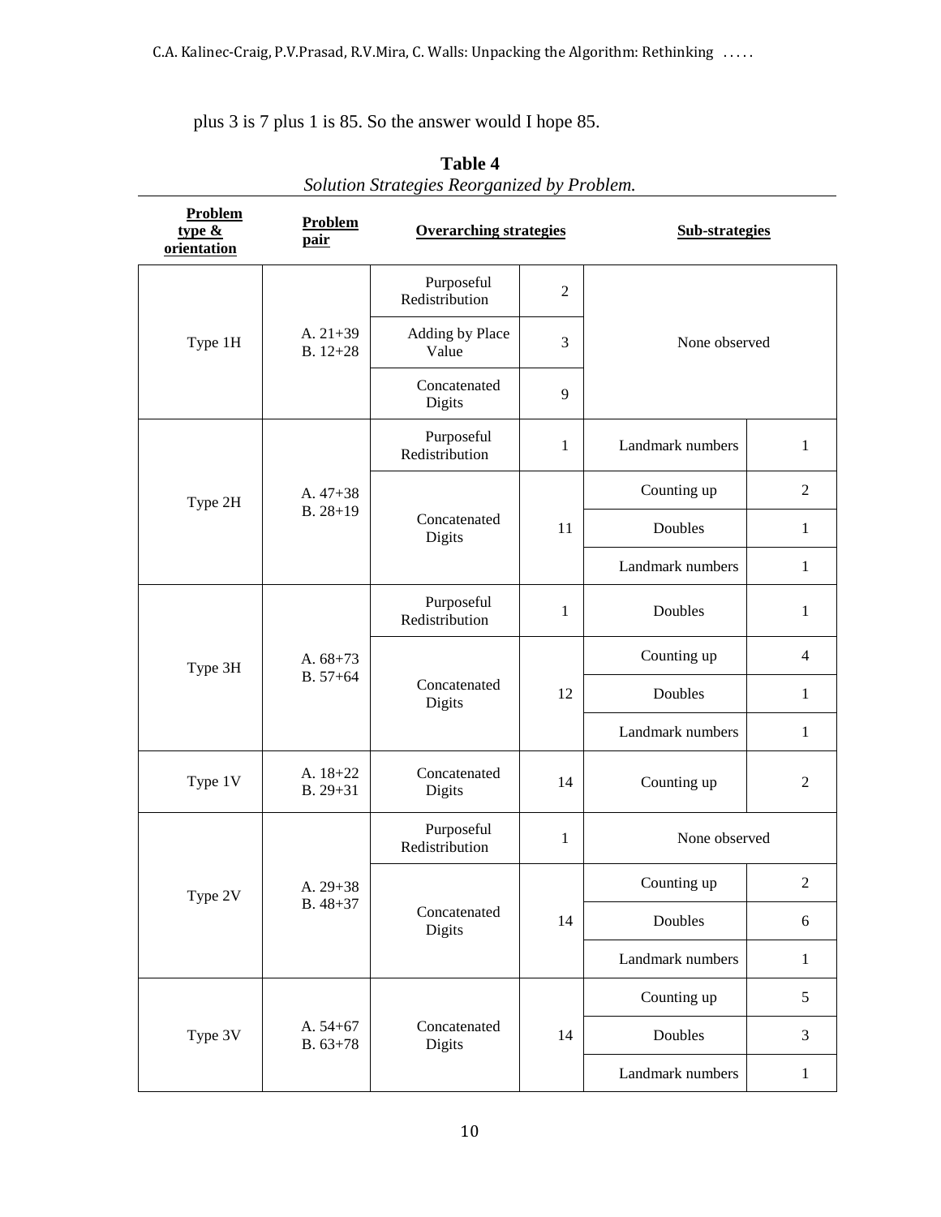plus 3 is 7 plus 1 is 85. So the answer would I hope 85.

**Table 4**

*Solution Strategies Reorganized by Problem.*

| Problem type & orientation | Problem pair | Overarching strategies | | Sub-strategies | |
|---|---|---|---|---|---|
| Type 1H | A. 21+39 B. 12+28 | Purposeful Redistribution | 2 | None observed | |
| | | Adding by Place Value | 3 | | |
| | | Concatenated Digits | 9 | | |
| Type 2H | A. 47+38 B. 28+19 | Purposeful Redistribution | 1 | Landmark numbers | 1 |
| | | Concatenated Digits | 11 | Counting up | 2 |
| | | | | Doubles | 1 |
| | | | | Landmark numbers | 1 |
| Type 3H | A. 68+73 B. 57+64 | Purposeful Redistribution | 1 | Doubles | 1 |
| | | Concatenated Digits | 12 | Counting up | 4 |
| | | | | Doubles | 1 |
| | | | | Landmark numbers | 1 |
| Type 1V | A. 18+22 B. 29+31 | Concatenated Digits | 14 | Counting up | 2 |
| Type 2V | A. 29+38 B. 48+37 | Purposeful Redistribution | 1 | None observed | |
| | | Concatenated Digits | 14 | Counting up | 2 |
| | | | | Doubles | 6 |
| | | | | Landmark numbers | 1 |
| Type 3V | A. 54+67 B. 63+78 | Concatenated Digits | 14 | Counting up | 5 |
| | | | | Doubles | 3 |
| | | | | Landmark numbers | 1 |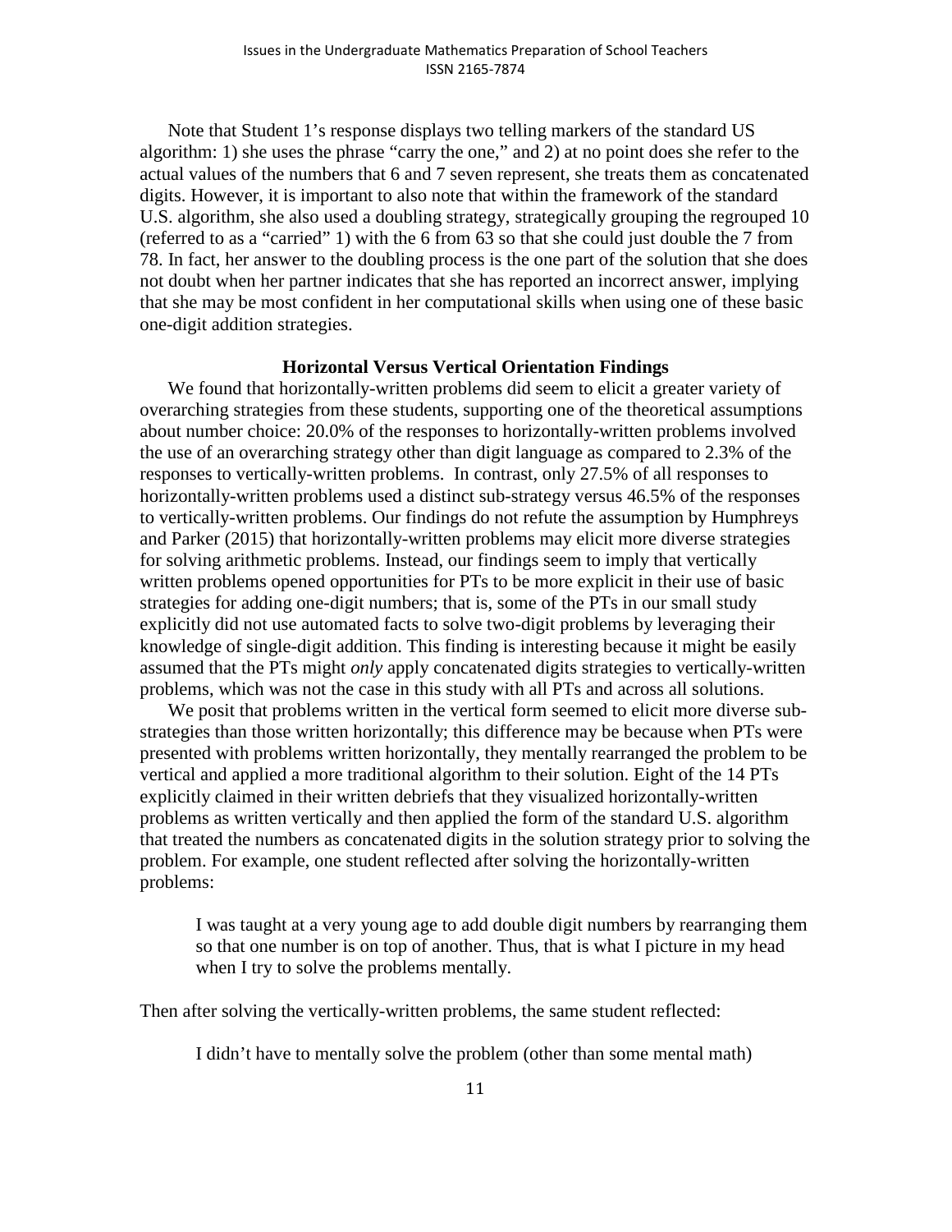Note that Student 1's response displays two telling markers of the standard US algorithm: 1) she uses the phrase "carry the one," and 2) at no point does she refer to the actual values of the numbers that 6 and 7 seven represent, she treats them as concatenated digits. However, it is important to also note that within the framework of the standard U.S. algorithm, she also used a doubling strategy, strategically grouping the regrouped 10 (referred to as a "carried" 1) with the 6 from 63 so that she could just double the 7 from 78. In fact, her answer to the doubling process is the one part of the solution that she does not doubt when her partner indicates that she has reported an incorrect answer, implying that she may be most confident in her computational skills when using one of these basic one-digit addition strategies.

### Horizontal Versus Vertical Orientation Findings

We found that horizontally-written problems did seem to elicit a greater variety of overarching strategies from these students, supporting one of the theoretical assumptions about number choice: 20.0% of the responses to horizontally-written problems involved the use of an overarching strategy other than digit language as compared to 2.3% of the responses to vertically-written problems. In contrast, only 27.5% of all responses to horizontally-written problems used a distinct sub-strategy versus 46.5% of the responses to vertically-written problems. Our findings do not refute the assumption by Humphreys and Parker (2015) that horizontally-written problems may elicit more diverse strategies for solving arithmetic problems. Instead, our findings seem to imply that vertically written problems opened opportunities for PTs to be more explicit in their use of basic strategies for adding one-digit numbers; that is, some of the PTs in our small study explicitly did not use automated facts to solve two-digit problems by leveraging their knowledge of single-digit addition. This finding is interesting because it might be easily assumed that the PTs might *only* apply concatenated digits strategies to vertically-written problems, which was not the case in this study with all PTs and across all solutions.

We posit that problems written in the vertical form seemed to elicit more diverse sub-strategies than those written horizontally; this difference may be because when PTs were presented with problems written horizontally, they mentally rearranged the problem to be vertical and applied a more traditional algorithm to their solution. Eight of the 14 PTs explicitly claimed in their written debriefs that they visualized horizontally-written problems as written vertically and then applied the form of the standard U.S. algorithm that treated the numbers as concatenated digits in the solution strategy prior to solving the problem. For example, one student reflected after solving the horizontally-written problems:

> I was taught at a very young age to add double digit numbers by rearranging them so that one number is on top of another. Thus, that is what I picture in my head when I try to solve the problems mentally.

Then after solving the vertically-written problems, the same student reflected:

> I didn't have to mentally solve the problem (other than some mental math)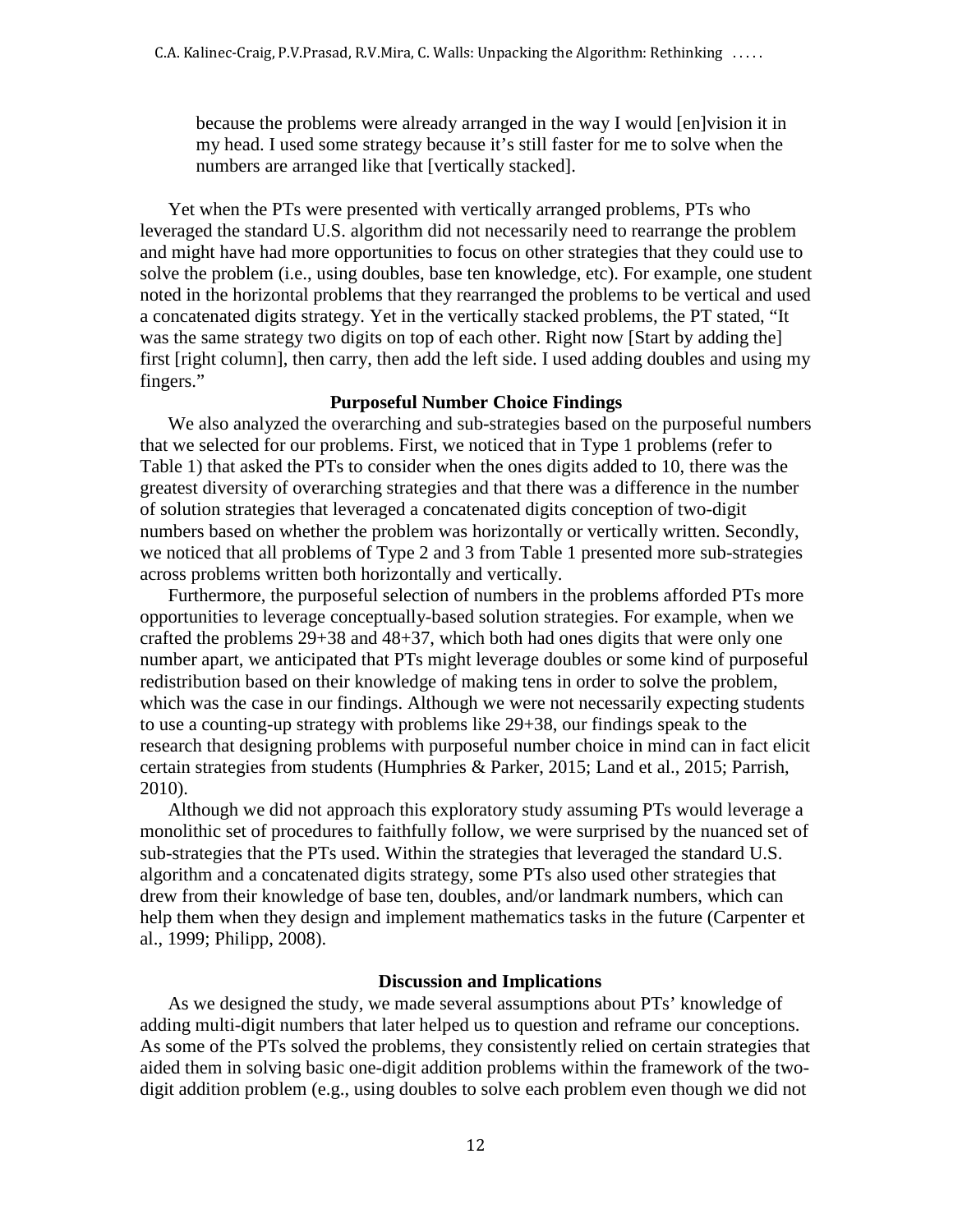> because the problems were already arranged in the way I would [en]vision it in my head. I used some strategy because it's still faster for me to solve when the numbers are arranged like that [vertically stacked].

Yet when the PTs were presented with vertically arranged problems, PTs who leveraged the standard U.S. algorithm did not necessarily need to rearrange the problem and might have had more opportunities to focus on other strategies that they could use to solve the problem (i.e., using doubles, base ten knowledge, etc). For example, one student noted in the horizontal problems that they rearranged the problems to be vertical and used a concatenated digits strategy. Yet in the vertically stacked problems, the PT stated, "It was the same strategy two digits on top of each other. Right now [Start by adding the] first [right column], then carry, then add the left side. I used adding doubles and using my fingers."

### Purposeful Number Choice Findings

We also analyzed the overarching and sub-strategies based on the purposeful numbers that we selected for our problems. First, we noticed that in Type 1 problems (refer to Table 1) that asked the PTs to consider when the ones digits added to 10, there was the greatest diversity of overarching strategies and that there was a difference in the number of solution strategies that leveraged a concatenated digits conception of two-digit numbers based on whether the problem was horizontally or vertically written. Secondly, we noticed that all problems of Type 2 and 3 from Table 1 presented more sub-strategies across problems written both horizontally and vertically.

Furthermore, the purposeful selection of numbers in the problems afforded PTs more opportunities to leverage conceptually-based solution strategies. For example, when we crafted the problems 29+38 and 48+37, which both had ones digits that were only one number apart, we anticipated that PTs might leverage doubles or some kind of purposeful redistribution based on their knowledge of making tens in order to solve the problem, which was the case in our findings. Although we were not necessarily expecting students to use a counting-up strategy with problems like 29+38, our findings speak to the research that designing problems with purposeful number choice in mind can in fact elicit certain strategies from students (Humphries & Parker, 2015; Land et al., 2015; Parrish, 2010).

Although we did not approach this exploratory study assuming PTs would leverage a monolithic set of procedures to faithfully follow, we were surprised by the nuanced set of sub-strategies that the PTs used. Within the strategies that leveraged the standard U.S. algorithm and a concatenated digits strategy, some PTs also used other strategies that drew from their knowledge of base ten, doubles, and/or landmark numbers, which can help them when they design and implement mathematics tasks in the future (Carpenter et al., 1999; Philipp, 2008).

## Discussion and Implications

As we designed the study, we made several assumptions about PTs' knowledge of adding multi-digit numbers that later helped us to question and reframe our conceptions. As some of the PTs solved the problems, they consistently relied on certain strategies that aided them in solving basic one-digit addition problems within the framework of the two-digit addition problem (e.g., using doubles to solve each problem even though we did not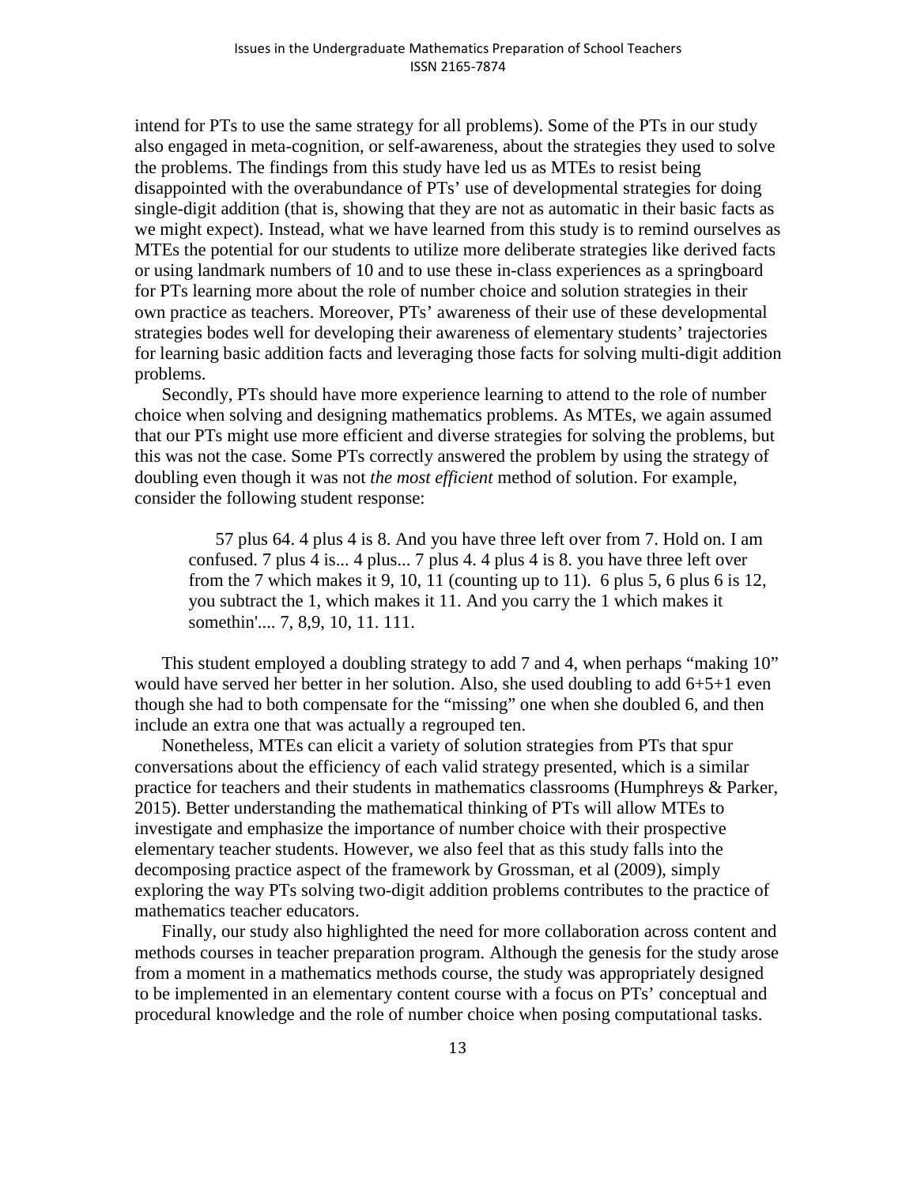intend for PTs to use the same strategy for all problems). Some of the PTs in our study also engaged in meta-cognition, or self-awareness, about the strategies they used to solve the problems. The findings from this study have led us as MTEs to resist being disappointed with the overabundance of PTs' use of developmental strategies for doing single-digit addition (that is, showing that they are not as automatic in their basic facts as we might expect). Instead, what we have learned from this study is to remind ourselves as MTEs the potential for our students to utilize more deliberate strategies like derived facts or using landmark numbers of 10 and to use these in-class experiences as a springboard for PTs learning more about the role of number choice and solution strategies in their own practice as teachers. Moreover, PTs' awareness of their use of these developmental strategies bodes well for developing their awareness of elementary students' trajectories for learning basic addition facts and leveraging those facts for solving multi-digit addition problems.

Secondly, PTs should have more experience learning to attend to the role of number choice when solving and designing mathematics problems. As MTEs, we again assumed that our PTs might use more efficient and diverse strategies for solving the problems, but this was not the case. Some PTs correctly answered the problem by using the strategy of doubling even though it was not *the most efficient* method of solution. For example, consider the following student response:

> 57 plus 64. 4 plus 4 is 8. And you have three left over from 7. Hold on. I am confused. 7 plus 4 is... 4 plus... 7 plus 4. 4 plus 4 is 8. you have three left over from the 7 which makes it 9, 10, 11 (counting up to 11). 6 plus 5, 6 plus 6 is 12, you subtract the 1, which makes it 11. And you carry the 1 which makes it somethin'.... 7, 8,9, 10, 11. 111.

This student employed a doubling strategy to add 7 and 4, when perhaps "making 10" would have served her better in her solution. Also, she used doubling to add 6+5+1 even though she had to both compensate for the "missing" one when she doubled 6, and then include an extra one that was actually a regrouped ten.

Nonetheless, MTEs can elicit a variety of solution strategies from PTs that spur conversations about the efficiency of each valid strategy presented, which is a similar practice for teachers and their students in mathematics classrooms (Humphreys & Parker, 2015). Better understanding the mathematical thinking of PTs will allow MTEs to investigate and emphasize the importance of number choice with their prospective elementary teacher students. However, we also feel that as this study falls into the decomposing practice aspect of the framework by Grossman, et al (2009), simply exploring the way PTs solving two-digit addition problems contributes to the practice of mathematics teacher educators.

Finally, our study also highlighted the need for more collaboration across content and methods courses in teacher preparation program. Although the genesis for the study arose from a moment in a mathematics methods course, the study was appropriately designed to be implemented in an elementary content course with a focus on PTs' conceptual and procedural knowledge and the role of number choice when posing computational tasks.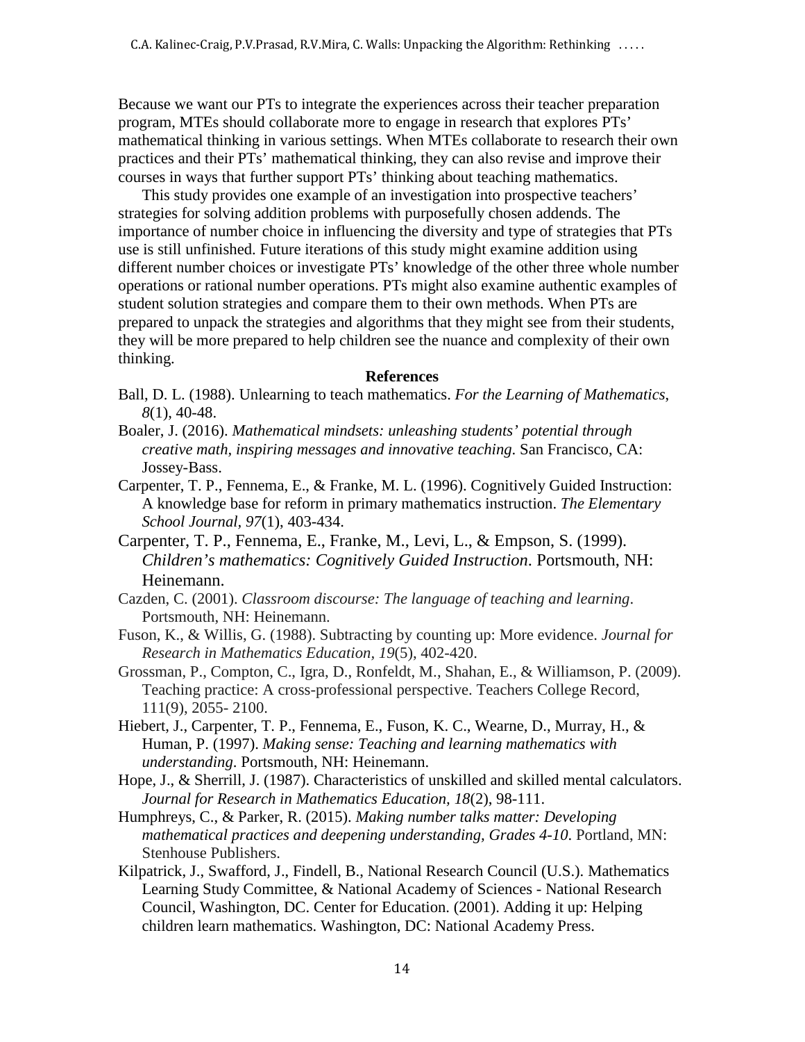Because we want our PTs to integrate the experiences across their teacher preparation program, MTEs should collaborate more to engage in research that explores PTs' mathematical thinking in various settings. When MTEs collaborate to research their own practices and their PTs' mathematical thinking, they can also revise and improve their courses in ways that further support PTs' thinking about teaching mathematics.

This study provides one example of an investigation into prospective teachers' strategies for solving addition problems with purposefully chosen addends. The importance of number choice in influencing the diversity and type of strategies that PTs use is still unfinished. Future iterations of this study might examine addition using different number choices or investigate PTs' knowledge of the other three whole number operations or rational number operations. PTs might also examine authentic examples of student solution strategies and compare them to their own methods. When PTs are prepared to unpack the strategies and algorithms that they might see from their students, they will be more prepared to help children see the nuance and complexity of their own thinking.

## References

Ball, D. L. (1988). Unlearning to teach mathematics. *For the Learning of Mathematics, 8*(1), 40-48.

Boaler, J. (2016). *Mathematical mindsets: unleashing students' potential through creative math, inspiring messages and innovative teaching*. San Francisco, CA: Jossey-Bass.

Carpenter, T. P., Fennema, E., & Franke, M. L. (1996). Cognitively Guided Instruction: A knowledge base for reform in primary mathematics instruction. *The Elementary School Journal, 97*(1), 403-434.

Carpenter, T. P., Fennema, E., Franke, M., Levi, L., & Empson, S. (1999). *Children's mathematics: Cognitively Guided Instruction*. Portsmouth, NH: Heinemann.

Cazden, C. (2001). *Classroom discourse: The language of teaching and learning*. Portsmouth, NH: Heinemann.

Fuson, K., & Willis, G. (1988). Subtracting by counting up: More evidence. *Journal for Research in Mathematics Education, 19*(5), 402-420.

Grossman, P., Compton, C., Igra, D., Ronfeldt, M., Shahan, E., & Williamson, P. (2009). Teaching practice: A cross-professional perspective. Teachers College Record, 111(9), 2055- 2100.

Hiebert, J., Carpenter, T. P., Fennema, E., Fuson, K. C., Wearne, D., Murray, H., & Human, P. (1997). *Making sense: Teaching and learning mathematics with understanding*. Portsmouth, NH: Heinemann.

Hope, J., & Sherrill, J. (1987). Characteristics of unskilled and skilled mental calculators. *Journal for Research in Mathematics Education, 18*(2), 98-111.

Humphreys, C., & Parker, R. (2015). *Making number talks matter: Developing mathematical practices and deepening understanding, Grades 4-10*. Portland, MN: Stenhouse Publishers.

Kilpatrick, J., Swafford, J., Findell, B., National Research Council (U.S.). Mathematics Learning Study Committee, & National Academy of Sciences - National Research Council, Washington, DC. Center for Education. (2001). Adding it up: Helping children learn mathematics. Washington, DC: National Academy Press.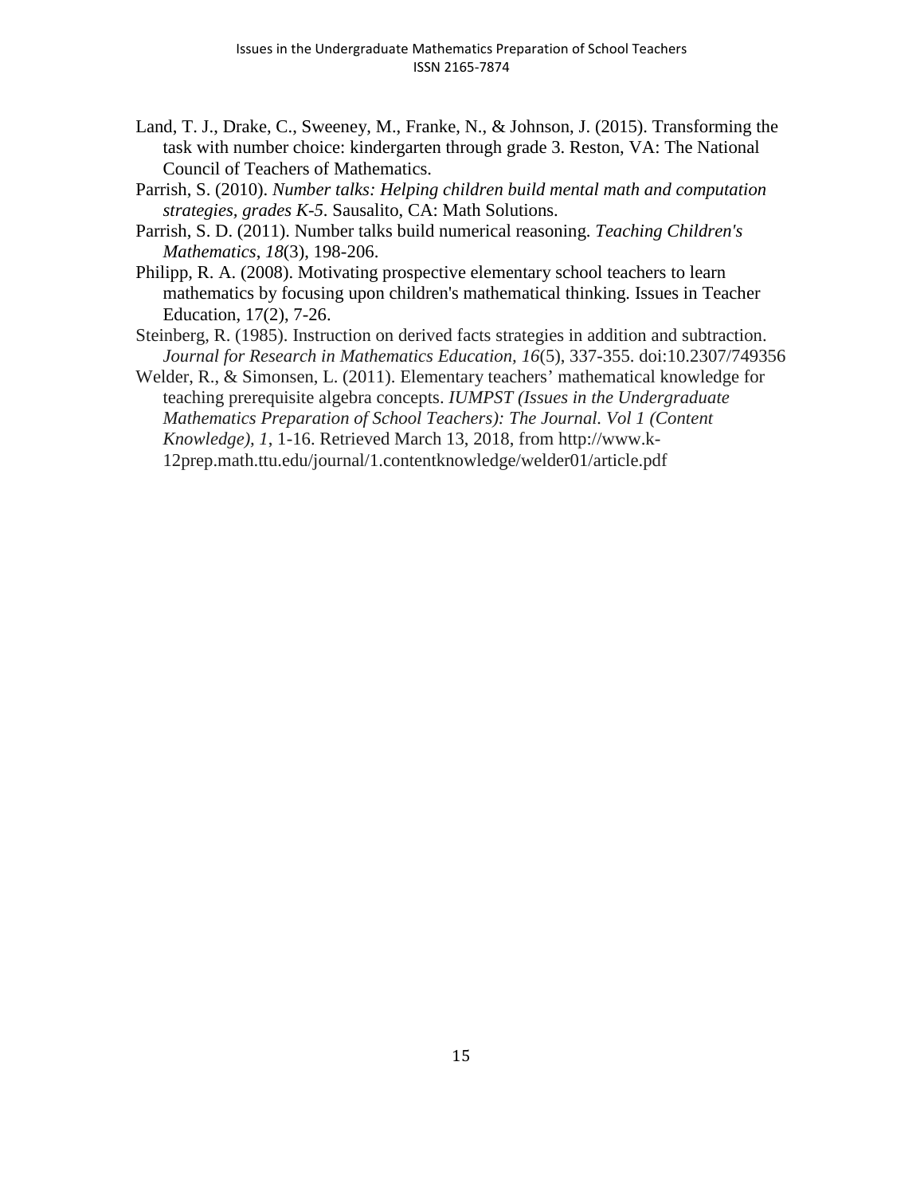Land, T. J., Drake, C., Sweeney, M., Franke, N., & Johnson, J. (2015). Transforming the task with number choice: kindergarten through grade 3. Reston, VA: The National Council of Teachers of Mathematics.

Parrish, S. (2010). *Number talks: Helping children build mental math and computation strategies, grades K-5*. Sausalito, CA: Math Solutions.

Parrish, S. D. (2011). Number talks build numerical reasoning. *Teaching Children's Mathematics*, *18*(3), 198-206.

Philipp, R. A. (2008). Motivating prospective elementary school teachers to learn mathematics by focusing upon children's mathematical thinking. Issues in Teacher Education, 17(2), 7-26.

Steinberg, R. (1985). Instruction on derived facts strategies in addition and subtraction. *Journal for Research in Mathematics Education, 16*(5), 337-355. doi:10.2307/749356

Welder, R., & Simonsen, L. (2011). Elementary teachers' mathematical knowledge for teaching prerequisite algebra concepts. *IUMPST (Issues in the Undergraduate Mathematics Preparation of School Teachers): The Journal. Vol 1 (Content Knowledge), 1*, 1-16. Retrieved March 13, 2018, from http://www.k-12prep.math.ttu.edu/journal/1.contentknowledge/welder01/article.pdf